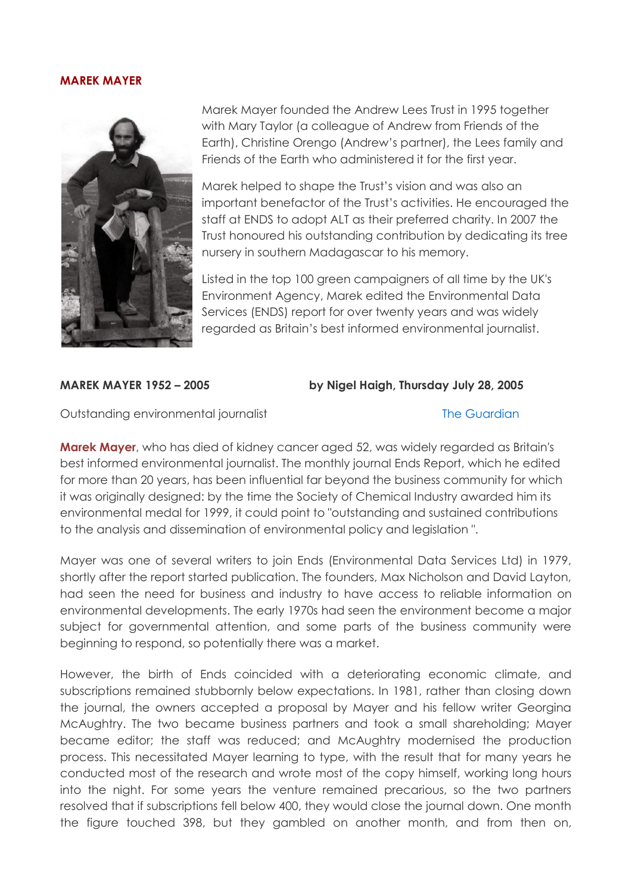## MAREK MAYER

Marek Mayer founded the Andrew Lees Trust in 1995 together with Mary Taylor (a colleague of Andrew from Friends of the Earth), Christine Orengo (Andrew's partner), the Lees family and Friends of the Earth who administered it for the first year.

Marek helped to shape the Trust's vision and was also an important benefactor of the Trust's activities. He encouraged the staff at ENDS to adopt ALT as their preferred charity. In 2007 the Trust honoured his outstanding contribution by dedicating its tree nursery in southern Madagascar to his memory.

Listed in the top 100 green campaigners of all time by the UK's Environment Agency, Marek edited the Environmental Data Services (ENDS) report for over twenty years and was widely regarded as Britain's best informed environmental journalist.

**MAREK MAYER 1952 – 2005** **by Nigel Haigh, Thursday July 28, 2005**

Outstanding environmental journalist The Guardian

**Marek Mayer**, who has died of kidney cancer aged 52, was widely regarded as Britain's best informed environmental journalist. The monthly journal Ends Report, which he edited for more than 20 years, has been influential far beyond the business community for which it was originally designed: by the time the Society of Chemical Industry awarded him its environmental medal for 1999, it could point to "outstanding and sustained contributions to the analysis and dissemination of environmental policy and legislation ".

Mayer was one of several writers to join Ends (Environmental Data Services Ltd) in 1979, shortly after the report started publication. The founders, Max Nicholson and David Layton, had seen the need for business and industry to have access to reliable information on environmental developments. The early 1970s had seen the environment become a major subject for governmental attention, and some parts of the business community were beginning to respond, so potentially there was a market.

However, the birth of Ends coincided with a deteriorating economic climate, and subscriptions remained stubbornly below expectations. In 1981, rather than closing down the journal, the owners accepted a proposal by Mayer and his fellow writer Georgina McAughtry. The two became business partners and took a small shareholding; Mayer became editor; the staff was reduced; and McAughtry modernised the production process. This necessitated Mayer learning to type, with the result that for many years he conducted most of the research and wrote most of the copy himself, working long hours into the night. For some years the venture remained precarious, so the two partners resolved that if subscriptions fell below 400, they would close the journal down. One month the figure touched 398, but they gambled on another month, and from then on,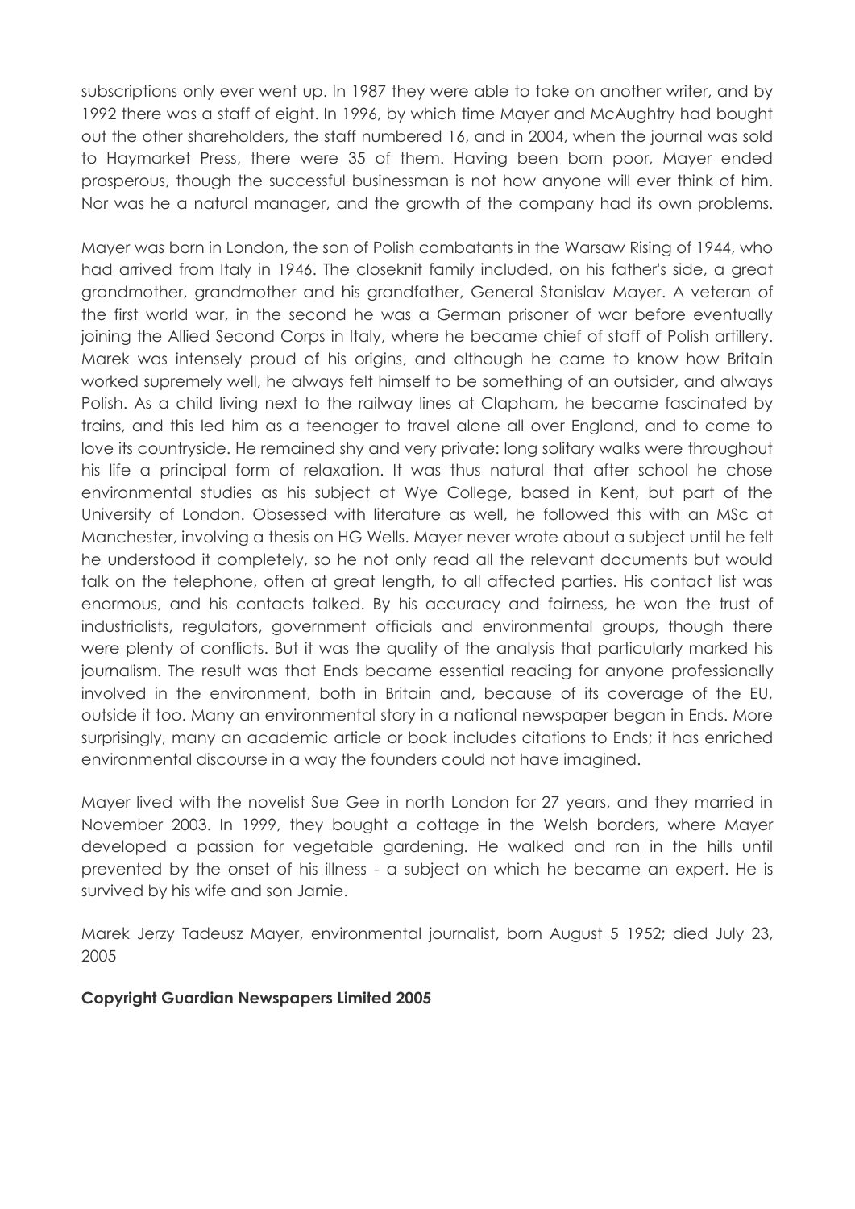subscriptions only ever went up. In 1987 they were able to take on another writer, and by 1992 there was a staff of eight. In 1996, by which time Mayer and McAughtry had bought out the other shareholders, the staff numbered 16, and in 2004, when the journal was sold to Haymarket Press, there were 35 of them. Having been born poor, Mayer ended prosperous, though the successful businessman is not how anyone will ever think of him. Nor was he a natural manager, and the growth of the company had its own problems.

Mayer was born in London, the son of Polish combatants in the Warsaw Rising of 1944, who had arrived from Italy in 1946. The closeknit family included, on his father's side, a great grandmother, grandmother and his grandfather, General Stanislav Mayer. A veteran of the first world war, in the second he was a German prisoner of war before eventually joining the Allied Second Corps in Italy, where he became chief of staff of Polish artillery. Marek was intensely proud of his origins, and although he came to know how Britain worked supremely well, he always felt himself to be something of an outsider, and always Polish. As a child living next to the railway lines at Clapham, he became fascinated by trains, and this led him as a teenager to travel alone all over England, and to come to love its countryside. He remained shy and very private: long solitary walks were throughout his life a principal form of relaxation. It was thus natural that after school he chose environmental studies as his subject at Wye College, based in Kent, but part of the University of London. Obsessed with literature as well, he followed this with an MSc at Manchester, involving a thesis on HG Wells. Mayer never wrote about a subject until he felt he understood it completely, so he not only read all the relevant documents but would talk on the telephone, often at great length, to all affected parties. His contact list was enormous, and his contacts talked. By his accuracy and fairness, he won the trust of industrialists, regulators, government officials and environmental groups, though there were plenty of conflicts. But it was the quality of the analysis that particularly marked his journalism. The result was that Ends became essential reading for anyone professionally involved in the environment, both in Britain and, because of its coverage of the EU, outside it too. Many an environmental story in a national newspaper began in Ends. More surprisingly, many an academic article or book includes citations to Ends; it has enriched environmental discourse in a way the founders could not have imagined.

Mayer lived with the novelist Sue Gee in north London for 27 years, and they married in November 2003. In 1999, they bought a cottage in the Welsh borders, where Mayer developed a passion for vegetable gardening. He walked and ran in the hills until prevented by the onset of his illness - a subject on which he became an expert. He is survived by his wife and son Jamie.

Marek Jerzy Tadeusz Mayer, environmental journalist, born August 5 1952; died July 23, 2005

**Copyright Guardian Newspapers Limited 2005**